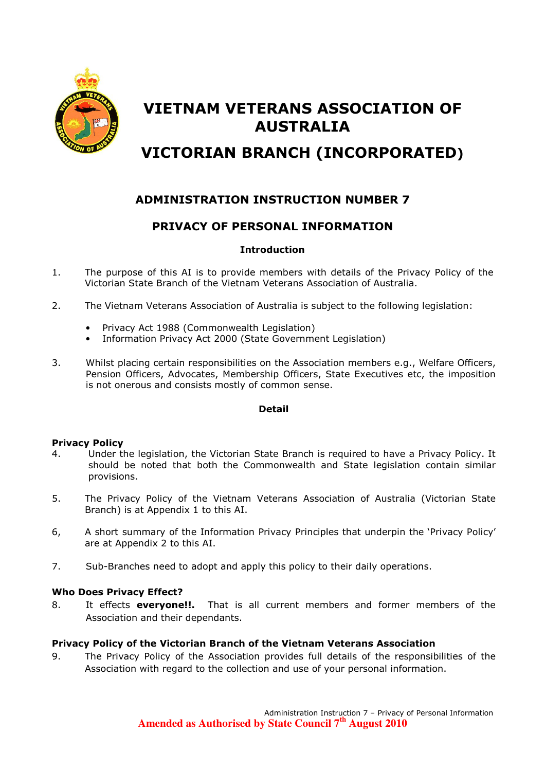# VIETNAM VETERANS ASSOCIATION OF AUSTRALIA

# VICTORIAN BRANCH (INCORPORATED)

## ADMINISTRATION INSTRUCTION NUMBER 7

## PRIVACY OF PERSONAL INFORMATION

### Introduction

1. The purpose of this AI is to provide members with details of the Privacy Policy of the Victorian State Branch of the Vietnam Veterans Association of Australia.

2. The Vietnam Veterans Association of Australia is subject to the following legislation:

   - Privacy Act 1988 (Commonwealth Legislation)
   - Information Privacy Act 2000 (State Government Legislation)

3. Whilst placing certain responsibilities on the Association members e.g., Welfare Officers, Pension Officers, Advocates, Membership Officers, State Executives etc, the imposition is not onerous and consists mostly of common sense.

### Detail

**Privacy Policy**

4. Under the legislation, the Victorian State Branch is required to have a Privacy Policy. It should be noted that both the Commonwealth and State legislation contain similar provisions.

5. The Privacy Policy of the Vietnam Veterans Association of Australia (Victorian State Branch) is at Appendix 1 to this AI.

6, A short summary of the Information Privacy Principles that underpin the 'Privacy Policy' are at Appendix 2 to this AI.

7. Sub-Branches need to adopt and apply this policy to their daily operations.

**Who Does Privacy Effect?**

8. It effects **everyone!!.** That is all current members and former members of the Association and their dependants.

**Privacy Policy of the Victorian Branch of the Vietnam Veterans Association**

9. The Privacy Policy of the Association provides full details of the responsibilities of the Association with regard to the collection and use of your personal information.

**Amended as Authorised by State Council 7th August 2010**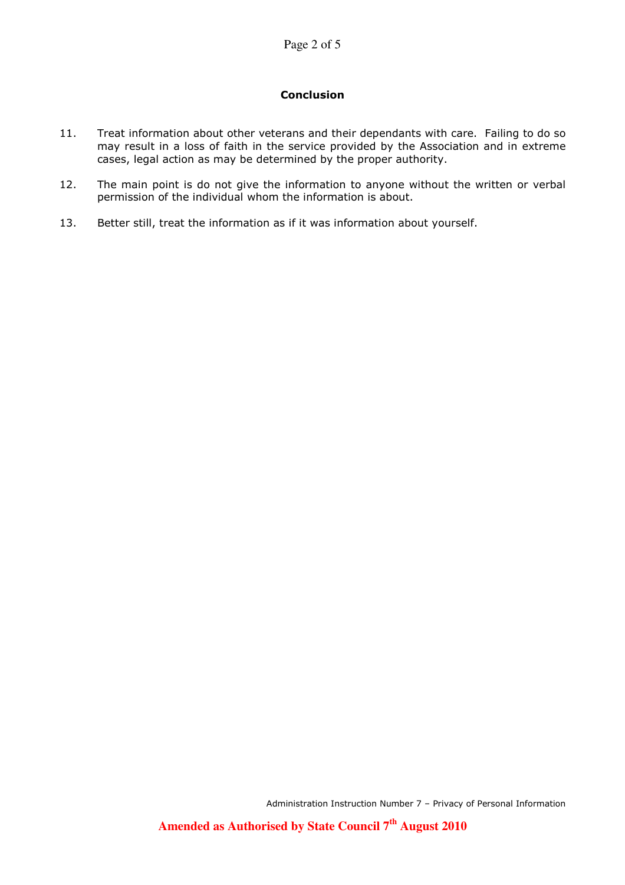## Conclusion

11. Treat information about other veterans and their dependants with care. Failing to do so may result in a loss of faith in the service provided by the Association and in extreme cases, legal action as may be determined by the proper authority.

12. The main point is do not give the information to anyone without the written or verbal permission of the individual whom the information is about.

13. Better still, treat the information as if it was information about yourself.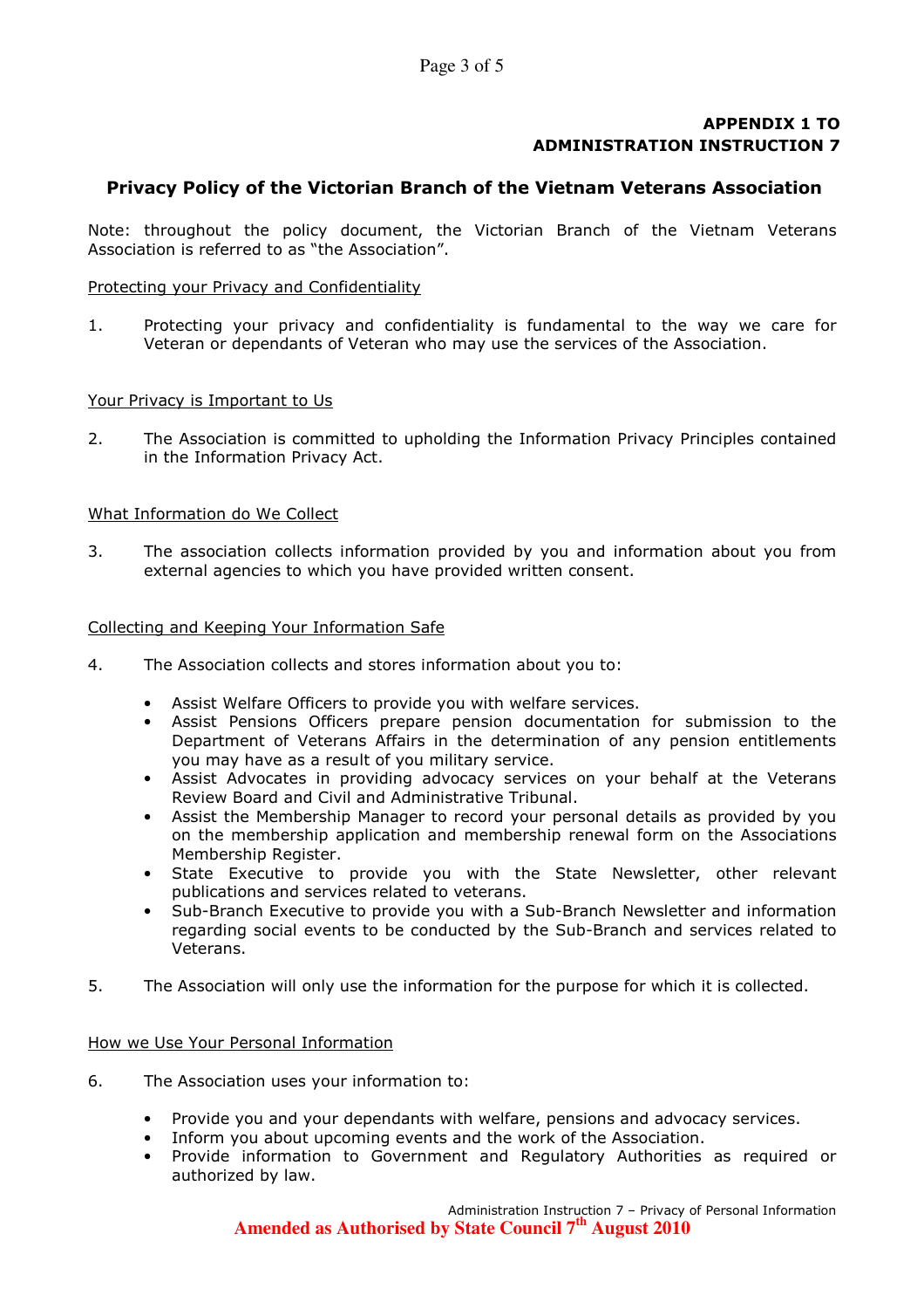**APPENDIX 1 TO**
**ADMINISTRATION INSTRUCTION 7**

## Privacy Policy of the Victorian Branch of the Vietnam Veterans Association

Note: throughout the policy document, the Victorian Branch of the Vietnam Veterans Association is referred to as "the Association".

<u>Protecting your Privacy and Confidentiality</u>

1. Protecting your privacy and confidentiality is fundamental to the way we care for Veteran or dependants of Veteran who may use the services of the Association.

<u>Your Privacy is Important to Us</u>

2. The Association is committed to upholding the Information Privacy Principles contained in the Information Privacy Act.

<u>What Information do We Collect</u>

3. The association collects information provided by you and information about you from external agencies to which you have provided written consent.

<u>Collecting and Keeping Your Information Safe</u>

4. The Association collects and stores information about you to:

   - Assist Welfare Officers to provide you with welfare services.
   - Assist Pensions Officers prepare pension documentation for submission to the Department of Veterans Affairs in the determination of any pension entitlements you may have as a result of you military service.
   - Assist Advocates in providing advocacy services on your behalf at the Veterans Review Board and Civil and Administrative Tribunal.
   - Assist the Membership Manager to record your personal details as provided by you on the membership application and membership renewal form on the Associations Membership Register.
   - State Executive to provide you with the State Newsletter, other relevant publications and services related to veterans.
   - Sub-Branch Executive to provide you with a Sub-Branch Newsletter and information regarding social events to be conducted by the Sub-Branch and services related to Veterans.

5. The Association will only use the information for the purpose for which it is collected.

<u>How we Use Your Personal Information</u>

6. The Association uses your information to:

   - Provide you and your dependants with welfare, pensions and advocacy services.
   - Inform you about upcoming events and the work of the Association.
   - Provide information to Government and Regulatory Authorities as required or authorized by law.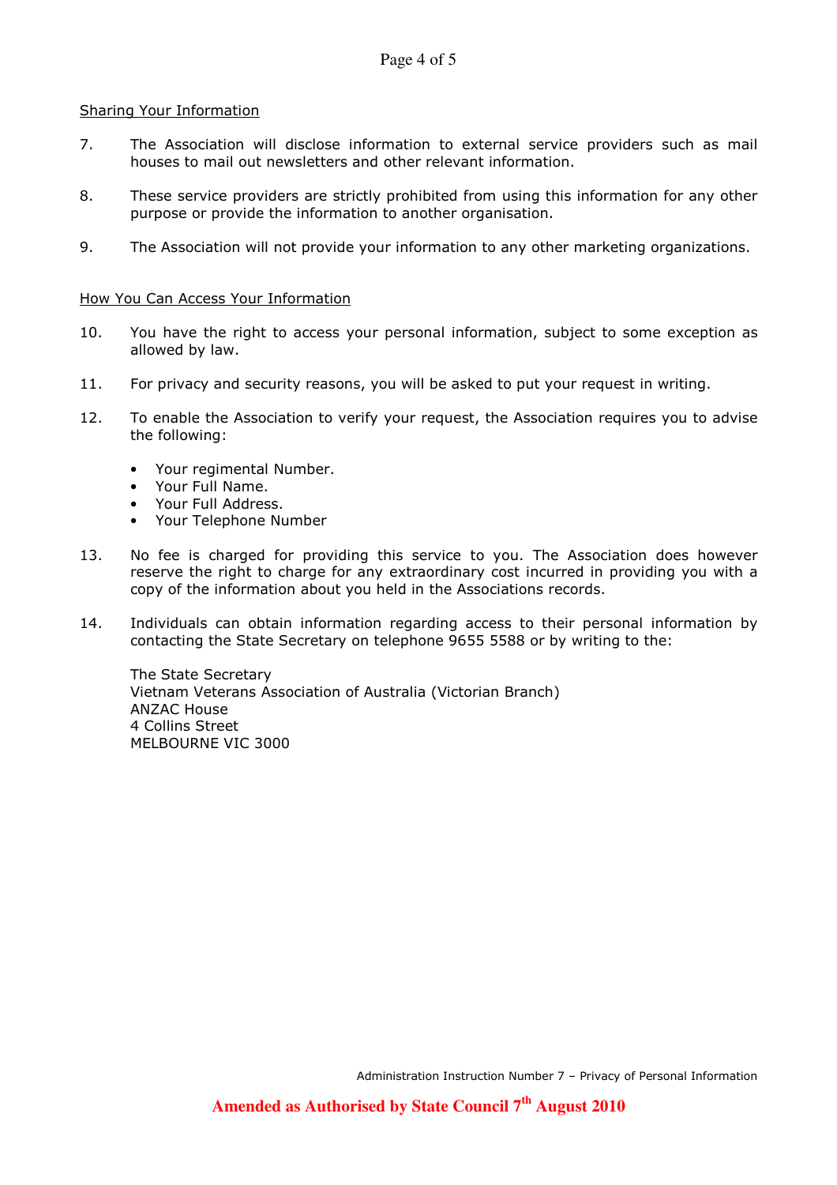Sharing Your Information

7. The Association will disclose information to external service providers such as mail houses to mail out newsletters and other relevant information.

8. These service providers are strictly prohibited from using this information for any other purpose or provide the information to another organisation.

9. The Association will not provide your information to any other marketing organizations.

How You Can Access Your Information

10. You have the right to access your personal information, subject to some exception as allowed by law.

11. For privacy and security reasons, you will be asked to put your request in writing.

12. To enable the Association to verify your request, the Association requires you to advise the following:

    - Your regimental Number.
    - Your Full Name.
    - Your Full Address.
    - Your Telephone Number

13. No fee is charged for providing this service to you. The Association does however reserve the right to charge for any extraordinary cost incurred in providing you with a copy of the information about you held in the Associations records.

14. Individuals can obtain information regarding access to their personal information by contacting the State Secretary on telephone 9655 5588 or by writing to the:

    The State Secretary
    Vietnam Veterans Association of Australia (Victorian Branch)
    ANZAC House
    4 Collins Street
    MELBOURNE VIC 3000

**Amended as Authorised by State Council 7th August 2010**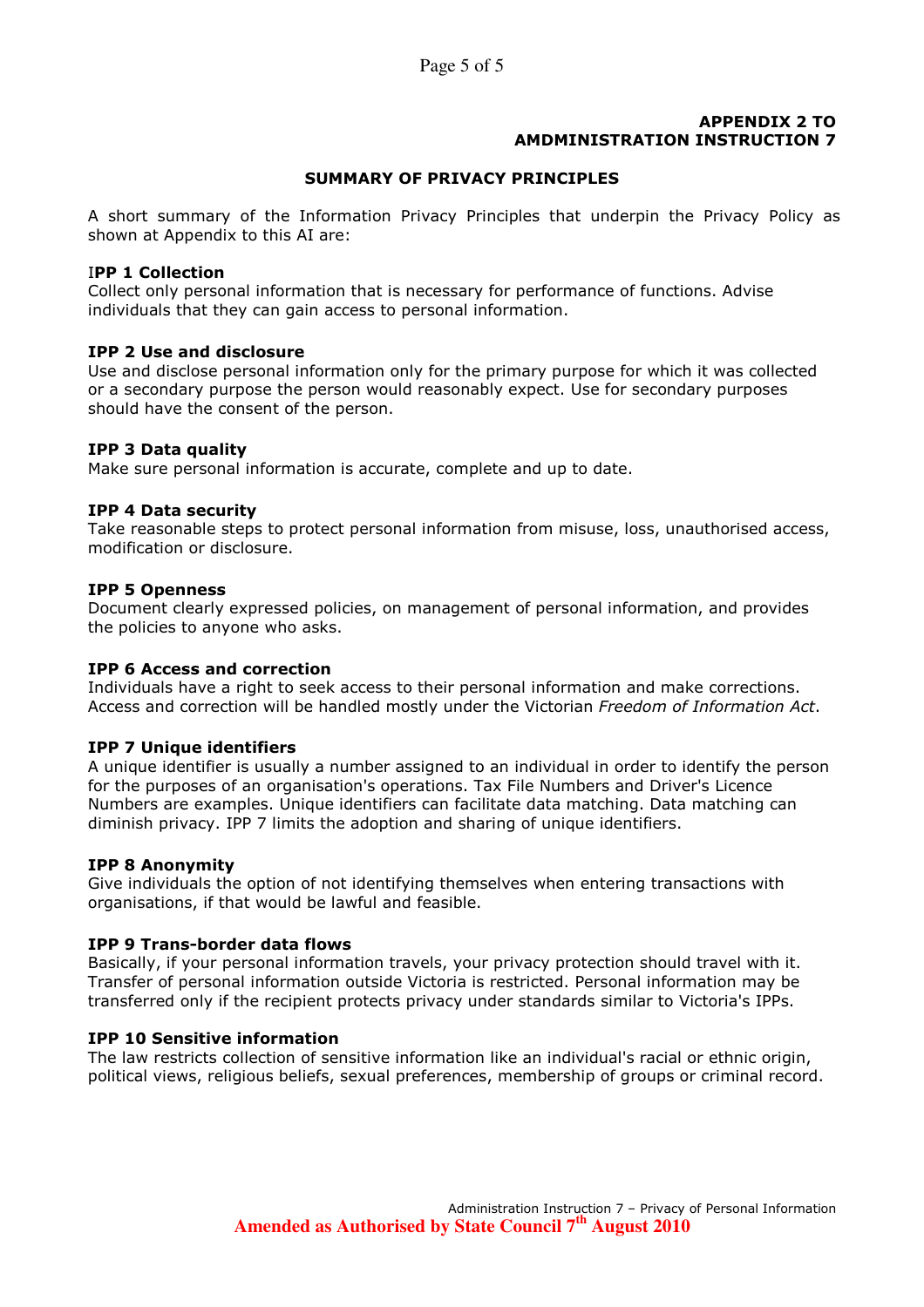**APPENDIX 2 TO
AMDMINISTRATION INSTRUCTION 7**

## SUMMARY OF PRIVACY PRINCIPLES

A short summary of the Information Privacy Principles that underpin the Privacy Policy as shown at Appendix to this AI are:

**IPP 1 Collection**
Collect only personal information that is necessary for performance of functions. Advise individuals that they can gain access to personal information.

**IPP 2 Use and disclosure**
Use and disclose personal information only for the primary purpose for which it was collected or a secondary purpose the person would reasonably expect. Use for secondary purposes should have the consent of the person.

**IPP 3 Data quality**
Make sure personal information is accurate, complete and up to date.

**IPP 4 Data security**
Take reasonable steps to protect personal information from misuse, loss, unauthorised access, modification or disclosure.

**IPP 5 Openness**
Document clearly expressed policies, on management of personal information, and provides the policies to anyone who asks.

**IPP 6 Access and correction**
Individuals have a right to seek access to their personal information and make corrections. Access and correction will be handled mostly under the Victorian *Freedom of Information Act*.

**IPP 7 Unique identifiers**
A unique identifier is usually a number assigned to an individual in order to identify the person for the purposes of an organisation's operations. Tax File Numbers and Driver's Licence Numbers are examples. Unique identifiers can facilitate data matching. Data matching can diminish privacy. IPP 7 limits the adoption and sharing of unique identifiers.

**IPP 8 Anonymity**
Give individuals the option of not identifying themselves when entering transactions with organisations, if that would be lawful and feasible.

**IPP 9 Trans-border data flows**
Basically, if your personal information travels, your privacy protection should travel with it. Transfer of personal information outside Victoria is restricted. Personal information may be transferred only if the recipient protects privacy under standards similar to Victoria's IPPs.

**IPP 10 Sensitive information**
The law restricts collection of sensitive information like an individual's racial or ethnic origin, political views, religious beliefs, sexual preferences, membership of groups or criminal record.